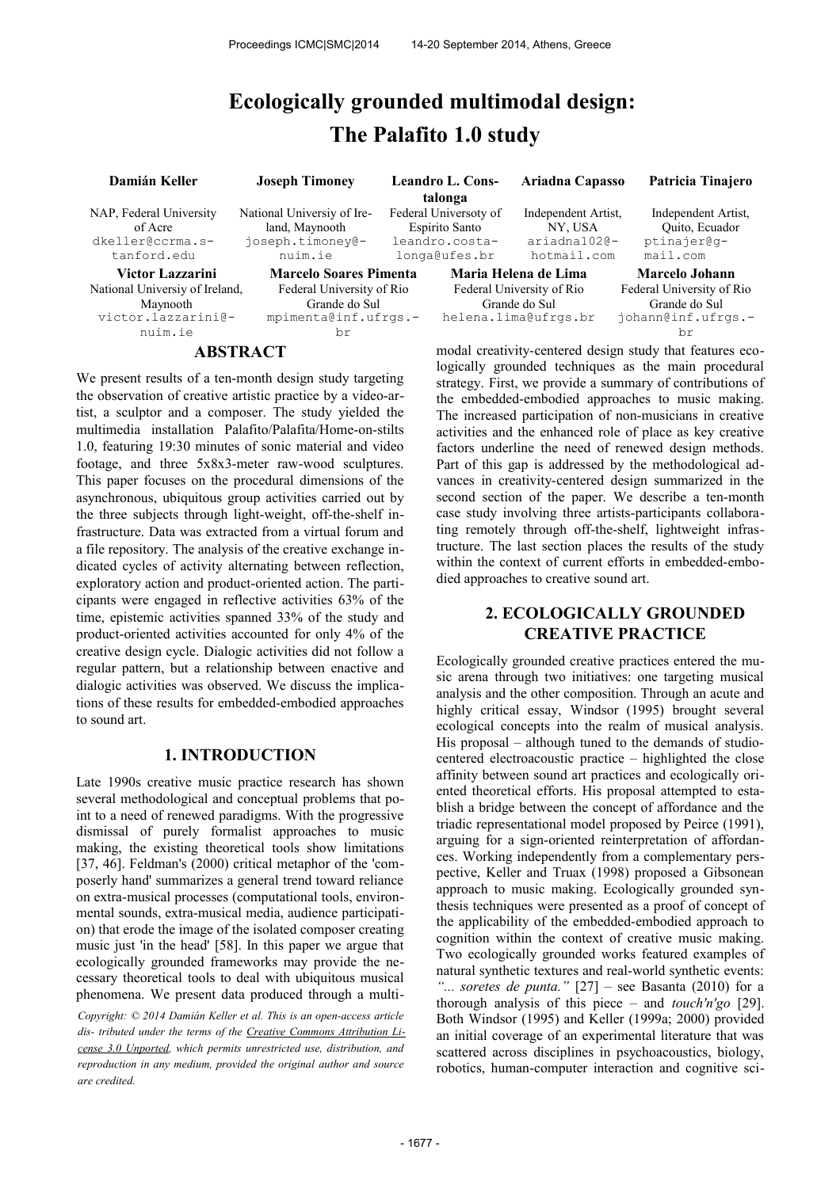# Ecologically grounded multimodal design: The Palafito 1.0 study

**Damián Keller**
NAP, Federal University of Acre
dkeller@ccrma.stanford.edu

**Joseph Timoney**
National Universiy of Ireland, Maynooth
joseph.timoney@nuim.ie

**Leandro L. Constalonga**
Federal Universoty of Espirito Santo
leandro.costalonga@ufes.br

**Ariadna Capasso**
Independent Artist, NY, USA
ariadna102@hotmail.com

**Patricia Tinajero**
Independent Artist, Quito, Ecuador
ptinajer@gmail.com

**Victor Lazzarini**
National Universiy of Ireland, Maynooth
victor.lazzarini@nuim.ie

**Marcelo Soares Pimenta**
Federal University of Rio Grande do Sul
mpimenta@inf.ufrgs.br

**Maria Helena de Lima**
Federal University of Rio Grande do Sul
helena.lima@ufrgs.br

**Marcelo Johann**
Federal University of Rio Grande do Sul
johann@inf.ufrgs.br

## ABSTRACT

We present results of a ten-month design study targeting the observation of creative artistic practice by a video-artist, a sculptor and a composer. The study yielded the multimedia installation Palafito/Palafita/Home-on-stilts 1.0, featuring 19:30 minutes of sonic material and video footage, and three 5x8x3-meter raw-wood sculptures. This paper focuses on the procedural dimensions of the asynchronous, ubiquitous group activities carried out by the three subjects through light-weight, off-the-shelf infrastructure. Data was extracted from a virtual forum and a file repository. The analysis of the creative exchange indicated cycles of activity alternating between reflection, exploratory action and product-oriented action. The participants were engaged in reflective activities 63% of the time, epistemic activities spanned 33% of the study and product-oriented activities accounted for only 4% of the creative design cycle. Dialogic activities did not follow a regular pattern, but a relationship between enactive and dialogic activities was observed. We discuss the implications of these results for embedded-embodied approaches to sound art.

## 1. INTRODUCTION

Late 1990s creative music practice research has shown several methodological and conceptual problems that point to a need of renewed paradigms. With the progressive dismissal of purely formalist approaches to music making, the existing theoretical tools show limitations [37, 46]. Feldman's (2000) critical metaphor of the 'composerly hand' summarizes a general trend toward reliance on extra-musical processes (computational tools, environmental sounds, extra-musical media, audience participation) that erode the image of the isolated composer creating music just 'in the head' [58]. In this paper we argue that ecologically grounded frameworks may provide the necessary theoretical tools to deal with ubiquitous musical phenomena. We present data produced through a multimodal creativity-centered design study that features ecologically grounded techniques as the main procedural strategy. First, we provide a summary of contributions of the embedded-embodied approaches to music making. The increased participation of non-musicians in creative activities and the enhanced role of place as key creative factors underline the need of renewed design methods. Part of this gap is addressed by the methodological advances in creativity-centered design summarized in the second section of the paper. We describe a ten-month case study involving three artists-participants collaborating remotely through off-the-shelf, lightweight infrastructure. The last section places the results of the study within the context of current efforts in embedded-embodied approaches to creative sound art.

*Copyright: © 2014 Damián Keller et al. This is an open-access article dis- tributed under the terms of the Creative Commons Attribution License 3.0 Unported, which permits unrestricted use, distribution, and reproduction in any medium, provided the original author and source are credited.*

## 2. ECOLOGICALLY GROUNDED CREATIVE PRACTICE

Ecologically grounded creative practices entered the music arena through two initiatives: one targeting musical analysis and the other composition. Through an acute and highly critical essay, Windsor (1995) brought several ecological concepts into the realm of musical analysis. His proposal – although tuned to the demands of studio-centered electroacoustic practice – highlighted the close affinity between sound art practices and ecologically oriented theoretical efforts. His proposal attempted to establish a bridge between the concept of affordance and the triadic representational model proposed by Peirce (1991), arguing for a sign-oriented reinterpretation of affordances. Working independently from a complementary perspective, Keller and Truax (1998) proposed a Gibsonean approach to music making. Ecologically grounded synthesis techniques were presented as a proof of concept of the applicability of the embedded-embodied approach to cognition within the context of creative music making. Two ecologically grounded works featured examples of natural synthetic textures and real-world synthetic events: *"... soretes de punta."* [27] – see Basanta (2010) for a thorough analysis of this piece – and *touch'n'go* [29]. Both Windsor (1995) and Keller (1999a; 2000) provided an initial coverage of an experimental literature that was scattered across disciplines in psychoacoustics, biology, robotics, human-computer interaction and cognitive sci-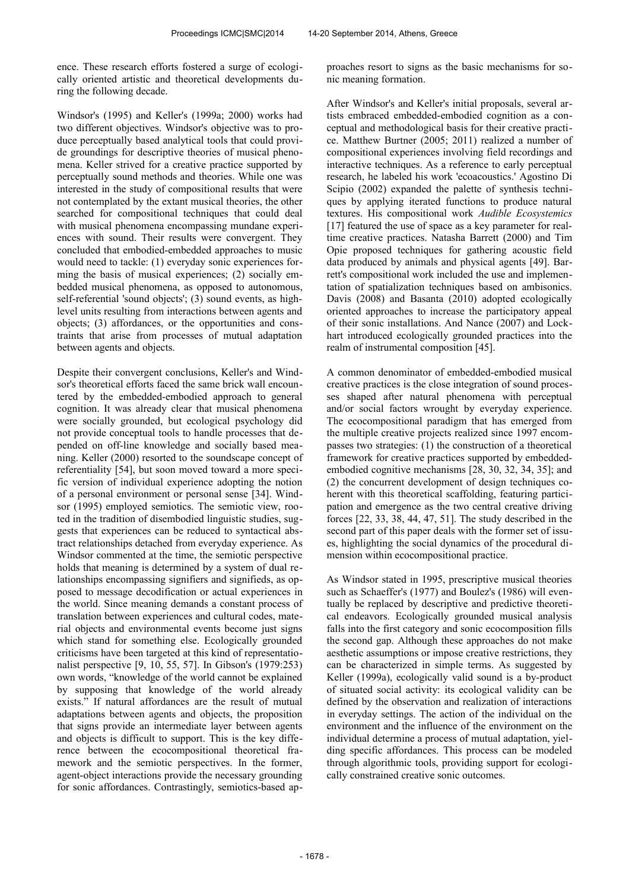ence. These research efforts fostered a surge of ecologically oriented artistic and theoretical developments during the following decade.

Windsor's (1995) and Keller's (1999a; 2000) works had two different objectives. Windsor's objective was to produce perceptually based analytical tools that could provide groundings for descriptive theories of musical phenomena. Keller strived for a creative practice supported by perceptually sound methods and theories. While one was interested in the study of compositional results that were not contemplated by the extant musical theories, the other searched for compositional techniques that could deal with musical phenomena encompassing mundane experiences with sound. Their results were convergent. They concluded that embodied-embedded approaches to music would need to tackle: (1) everyday sonic experiences forming the basis of musical experiences; (2) socially embedded musical phenomena, as opposed to autonomous, self-referential 'sound objects'; (3) sound events, as high-level units resulting from interactions between agents and objects; (3) affordances, or the opportunities and constraints that arise from processes of mutual adaptation between agents and objects.

Despite their convergent conclusions, Keller's and Windsor's theoretical efforts faced the same brick wall encountered by the embedded-embodied approach to general cognition. It was already clear that musical phenomena were socially grounded, but ecological psychology did not provide conceptual tools to handle processes that depended on off-line knowledge and socially based meaning. Keller (2000) resorted to the soundscape concept of referentiality [54], but soon moved toward a more specific version of individual experience adopting the notion of a personal environment or personal sense [34]. Windsor (1995) employed semiotics. The semiotic view, rooted in the tradition of disembodied linguistic studies, suggests that experiences can be reduced to syntactical abstract relationships detached from everyday experience. As Windsor commented at the time, the semiotic perspective holds that meaning is determined by a system of dual relationships encompassing signifiers and signifieds, as opposed to message decodification or actual experiences in the world. Since meaning demands a constant process of translation between experiences and cultural codes, material objects and environmental events become just signs which stand for something else. Ecologically grounded criticisms have been targeted at this kind of representationalist perspective [9, 10, 55, 57]. In Gibson's (1979:253) own words, "knowledge of the world cannot be explained by supposing that knowledge of the world already exists." If natural affordances are the result of mutual adaptations between agents and objects, the proposition that signs provide an intermediate layer between agents and objects is difficult to support. This is the key difference between the ecocompositional theoretical framework and the semiotic perspectives. In the former, agent-object interactions provide the necessary grounding for sonic affordances. Contrastingly, semiotics-based approaches resort to signs as the basic mechanisms for sonic meaning formation.

After Windsor's and Keller's initial proposals, several artists embraced embedded-embodied cognition as a conceptual and methodological basis for their creative practice. Matthew Burtner (2005; 2011) realized a number of compositional experiences involving field recordings and interactive techniques. As a reference to early perceptual research, he labeled his work 'ecoacoustics.' Agostino Di Scipio (2002) expanded the palette of synthesis techniques by applying iterated functions to produce natural textures. His compositional work *Audible Ecosystemics* [17] featured the use of space as a key parameter for real-time creative practices. Natasha Barrett (2000) and Tim Opie proposed techniques for gathering acoustic field data produced by animals and physical agents [49]. Barrett's compositional work included the use and implementation of spatialization techniques based on ambisonics. Davis (2008) and Basanta (2010) adopted ecologically oriented approaches to increase the participatory appeal of their sonic installations. And Nance (2007) and Lockhart introduced ecologically grounded practices into the realm of instrumental composition [45].

A common denominator of embedded-embodied musical creative practices is the close integration of sound processes shaped after natural phenomena with perceptual and/or social factors wrought by everyday experience. The ecocompositional paradigm that has emerged from the multiple creative projects realized since 1997 encompasses two strategies: (1) the construction of a theoretical framework for creative practices supported by embedded-embodied cognitive mechanisms [28, 30, 32, 34, 35]; and (2) the concurrent development of design techniques coherent with this theoretical scaffolding, featuring participation and emergence as the two central creative driving forces [22, 33, 38, 44, 47, 51]. The study described in the second part of this paper deals with the former set of issues, highlighting the social dynamics of the procedural dimension within ecocompositional practice.

As Windsor stated in 1995, prescriptive musical theories such as Schaeffer's (1977) and Boulez's (1986) will eventually be replaced by descriptive and predictive theoretical endeavors. Ecologically grounded musical analysis falls into the first category and sonic ecocomposition fills the second gap. Although these approaches do not make aesthetic assumptions or impose creative restrictions, they can be characterized in simple terms. As suggested by Keller (1999a), ecologically valid sound is a by-product of situated social activity: its ecological validity can be defined by the observation and realization of interactions in everyday settings. The action of the individual on the environment and the influence of the environment on the individual determine a process of mutual adaptation, yielding specific affordances. This process can be modeled through algorithmic tools, providing support for ecologically constrained creative sonic outcomes.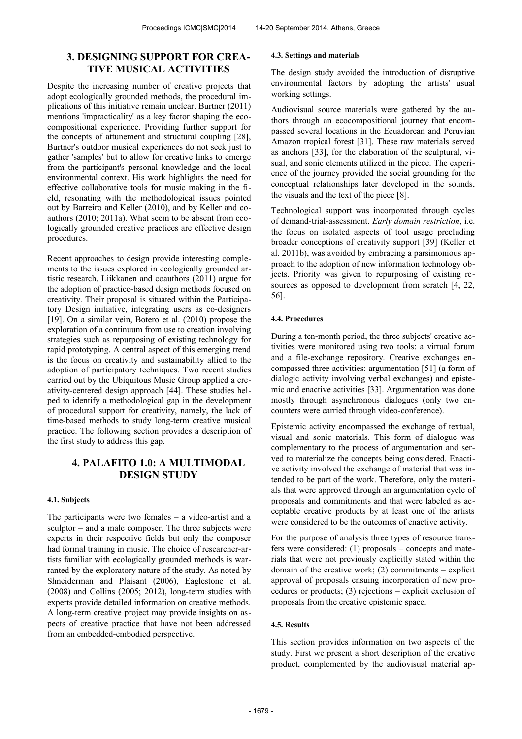## 3. DESIGNING SUPPORT FOR CREATIVE MUSICAL ACTIVITIES

Despite the increasing number of creative projects that adopt ecologically grounded methods, the procedural implications of this initiative remain unclear. Burtner (2011) mentions 'impracticality' as a key factor shaping the ecocompositional experience. Providing further support for the concepts of attunement and structural coupling [28], Burtner's outdoor musical experiences do not seek just to gather 'samples' but to allow for creative links to emerge from the participant's personal knowledge and the local environmental context. His work highlights the need for effective collaborative tools for music making in the field, resonating with the methodological issues pointed out by Barreiro and Keller (2010), and by Keller and coauthors (2010; 2011a). What seem to be absent from ecologically grounded creative practices are effective design procedures.

Recent approaches to design provide interesting complements to the issues explored in ecologically grounded artistic research. Liikkanen and coauthors (2011) argue for the adoption of practice-based design methods focused on creativity. Their proposal is situated within the Participatory Design initiative, integrating users as co-designers [19]. On a similar vein, Botero et al. (2010) propose the exploration of a continuum from use to creation involving strategies such as repurposing of existing technology for rapid prototyping. A central aspect of this emerging trend is the focus on creativity and sustainability allied to the adoption of participatory techniques. Two recent studies carried out by the Ubiquitous Music Group applied a creativity-centered design approach [44]. These studies helped to identify a methodological gap in the development of procedural support for creativity, namely, the lack of time-based methods to study long-term creative musical practice. The following section provides a description of the first study to address this gap.

## 4. PALAFITO 1.0: A MULTIMODAL DESIGN STUDY

### 4.1. Subjects

The participants were two females – a video-artist and a sculptor – and a male composer. The three subjects were experts in their respective fields but only the composer had formal training in music. The choice of researcher-artists familiar with ecologically grounded methods is warranted by the exploratory nature of the study. As noted by Shneiderman and Plaisant (2006), Eaglestone et al. (2008) and Collins (2005; 2012), long-term studies with experts provide detailed information on creative methods. A long-term creative project may provide insights on aspects of creative practice that have not been addressed from an embedded-embodied perspective.

### 4.3. Settings and materials

The design study avoided the introduction of disruptive environmental factors by adopting the artists' usual working settings.

Audiovisual source materials were gathered by the authors through an ecocompositional journey that encompassed several locations in the Ecuadorean and Peruvian Amazon tropical forest [31]. These raw materials served as anchors [33], for the elaboration of the sculptural, visual, and sonic elements utilized in the piece. The experience of the journey provided the social grounding for the conceptual relationships later developed in the sounds, the visuals and the text of the piece [8].

Technological support was incorporated through cycles of demand-trial-assessment. *Early domain restriction*, i.e. the focus on isolated aspects of tool usage precluding broader conceptions of creativity support [39] (Keller et al. 2011b), was avoided by embracing a parsimonious approach to the adoption of new information technology objects. Priority was given to repurposing of existing resources as opposed to development from scratch [4, 22, 56].

### 4.4. Procedures

During a ten-month period, the three subjects' creative activities were monitored using two tools: a virtual forum and a file-exchange repository. Creative exchanges encompassed three activities: argumentation [51] (a form of dialogic activity involving verbal exchanges) and epistemic and enactive activities [33]. Argumentation was done mostly through asynchronous dialogues (only two encounters were carried through video-conference).

Epistemic activity encompassed the exchange of textual, visual and sonic materials. This form of dialogue was complementary to the process of argumentation and served to materialize the concepts being considered. Enactive activity involved the exchange of material that was intended to be part of the work. Therefore, only the materials that were approved through an argumentation cycle of proposals and commitments and that were labeled as acceptable creative products by at least one of the artists were considered to be the outcomes of enactive activity.

For the purpose of analysis three types of resource transfers were considered: (1) proposals – concepts and materials that were not previously explicitly stated within the domain of the creative work; (2) commitments – explicit approval of proposals ensuing incorporation of new procedures or products; (3) rejections – explicit exclusion of proposals from the creative epistemic space.

### 4.5. Results

This section provides information on two aspects of the study. First we present a short description of the creative product, complemented by the audiovisual material ap-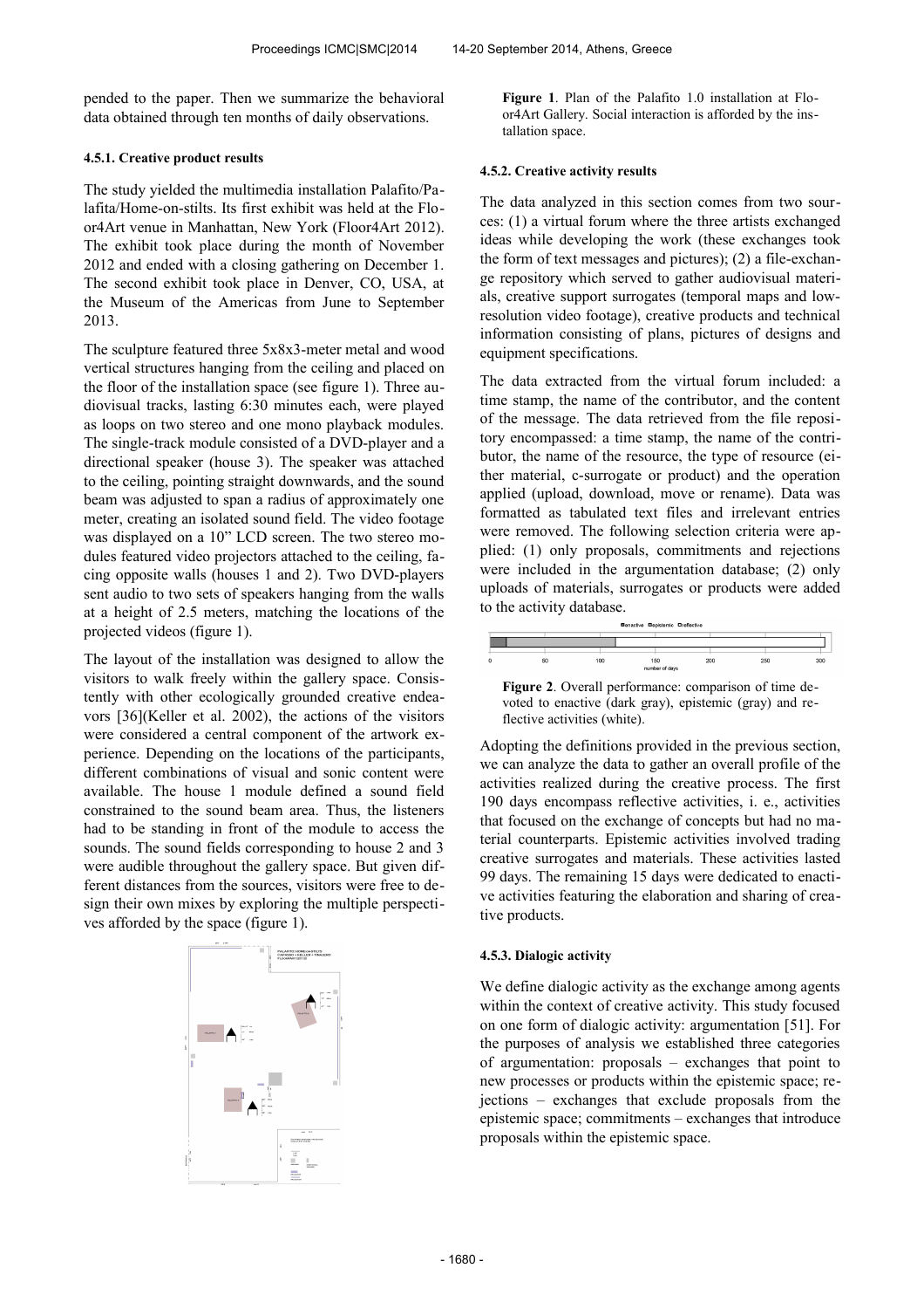pended to the paper. Then we summarize the behavioral data obtained through ten months of daily observations.

#### 4.5.1. Creative product results

The study yielded the multimedia installation Palafito/Palafita/Home-on-stilts. Its first exhibit was held at the Floor4Art venue in Manhattan, New York (Floor4Art 2012). The exhibit took place during the month of November 2012 and ended with a closing gathering on December 1. The second exhibit took place in Denver, CO, USA, at the Museum of the Americas from June to September 2013.

The sculpture featured three 5x8x3-meter metal and wood vertical structures hanging from the ceiling and placed on the floor of the installation space (see figure 1). Three audiovisual tracks, lasting 6:30 minutes each, were played as loops on two stereo and one mono playback modules. The single-track module consisted of a DVD-player and a directional speaker (house 3). The speaker was attached to the ceiling, pointing straight downwards, and the sound beam was adjusted to span a radius of approximately one meter, creating an isolated sound field. The video footage was displayed on a 10" LCD screen. The two stereo modules featured video projectors attached to the ceiling, facing opposite walls (houses 1 and 2). Two DVD-players sent audio to two sets of speakers hanging from the walls at a height of 2.5 meters, matching the locations of the projected videos (figure 1).

The layout of the installation was designed to allow the visitors to walk freely within the gallery space. Consistently with other ecologically grounded creative endeavors [36](Keller et al. 2002), the actions of the visitors were considered a central component of the artwork experience. Depending on the locations of the participants, different combinations of visual and sonic content were available. The house 1 module defined a sound field constrained to the sound beam area. Thus, the listeners had to be standing in front of the module to access the sounds. The sound fields corresponding to house 2 and 3 were audible throughout the gallery space. But given different distances from the sources, visitors were free to design their own mixes by exploring the multiple perspectives afforded by the space (figure 1).

**Figure 1**. Plan of the Palafito 1.0 installation at Floor4Art Gallery. Social interaction is afforded by the installation space.

#### 4.5.2. Creative activity results

The data analyzed in this section comes from two sources: (1) a virtual forum where the three artists exchanged ideas while developing the work (these exchanges took the form of text messages and pictures); (2) a file-exchange repository which served to gather audiovisual materials, creative support surrogates (temporal maps and low-resolution video footage), creative products and technical information consisting of plans, pictures of designs and equipment specifications.

The data extracted from the virtual forum included: a time stamp, the name of the contributor, and the content of the message. The data retrieved from the file repository encompassed: a time stamp, the name of the contributor, the name of the resource, the type of resource (either material, c-surrogate or product) and the operation applied (upload, download, move or rename). Data was formatted as tabulated text files and irrelevant entries were removed. The following selection criteria were applied: (1) only proposals, commitments and rejections were included in the argumentation database; (2) only uploads of materials, surrogates or products were added to the activity database.

**Figure 2**. Overall performance: comparison of time devoted to enactive (dark gray), epistemic (gray) and reflective activities (white).

Adopting the definitions provided in the previous section, we can analyze the data to gather an overall profile of the activities realized during the creative process. The first 190 days encompass reflective activities, i. e., activities that focused on the exchange of concepts but had no material counterparts. Epistemic activities involved trading creative surrogates and materials. These activities lasted 99 days. The remaining 15 days were dedicated to enactive activities featuring the elaboration and sharing of creative products.

#### 4.5.3. Dialogic activity

We define dialogic activity as the exchange among agents within the context of creative activity. This study focused on one form of dialogic activity: argumentation [51]. For the purposes of analysis we established three categories of argumentation: proposals – exchanges that point to new processes or products within the epistemic space; rejections – exchanges that exclude proposals from the epistemic space; commitments – exchanges that introduce proposals within the epistemic space.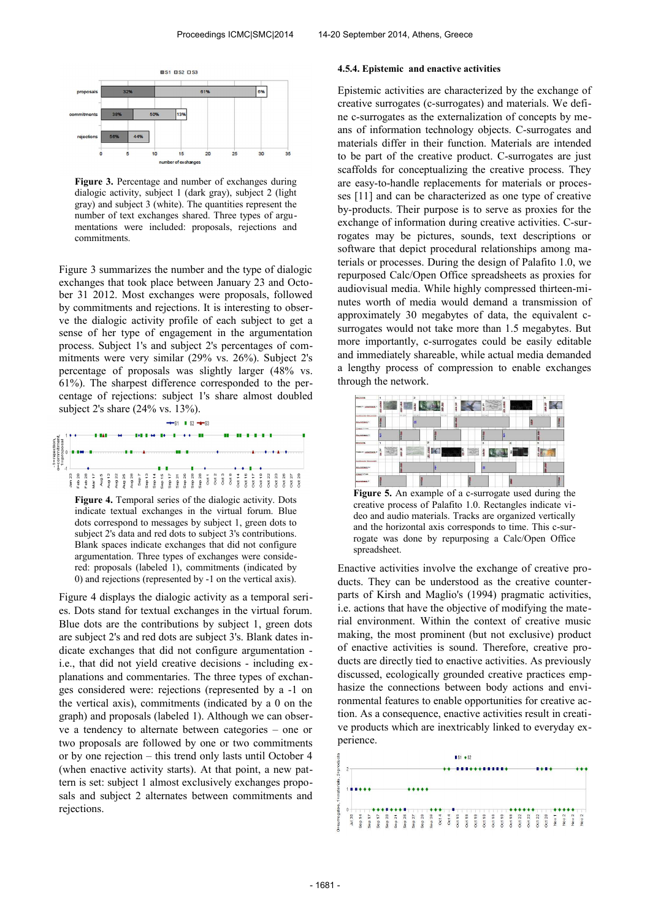**Figure 3.** Percentage and number of exchanges during dialogic activity, subject 1 (dark gray), subject 2 (light gray) and subject 3 (white). The quantities represent the number of text exchanges shared. Three types of argumentations were included: proposals, rejections and commitments.

Figure 3 summarizes the number and the type of dialogic exchanges that took place between January 23 and October 31 2012. Most exchanges were proposals, followed by commitments and rejections. It is interesting to observe the dialogic activity profile of each subject to get a sense of her type of engagement in the argumentation process. Subject 1's and subject 2's percentages of commitments were very similar (29% vs. 26%). Subject 2's percentage of proposals was slightly larger (48% vs. 61%). The sharpest difference corresponded to the percentage of rejections: subject 1's share almost doubled subject 2's share (24% vs. 13%).

**Figure 4.** Temporal series of the dialogic activity. Dots indicate textual exchanges in the virtual forum. Blue dots correspond to messages by subject 1, green dots to subject 2's data and red dots to subject 3's contributions. Blank spaces indicate exchanges that did not configure argumentation. Three types of exchanges were considered: proposals (labeled 1), commitments (indicated by 0) and rejections (represented by -1 on the vertical axis).

Figure 4 displays the dialogic activity as a temporal series. Dots stand for textual exchanges in the virtual forum. Blue dots are the contributions by subject 1, green dots are subject 2's and red dots are subject 3's. Blank dates indicate exchanges that did not configure argumentation - i.e., that did not yield creative decisions - including explanations and commentaries. The three types of exchanges considered were: rejections (represented by a -1 on the vertical axis), commitments (indicated by a 0 on the graph) and proposals (labeled 1). Although we can observe a tendency to alternate between categories – one or two proposals are followed by one or two commitments or by one rejection – this trend only lasts until October 4 (when enactive activity starts). At that point, a new pattern is set: subject 1 almost exclusively exchanges proposals and subject 2 alternates between commitments and rejections.

#### 4.5.4. Epistemic and enactive activities

Epistemic activities are characterized by the exchange of creative surrogates (c-surrogates) and materials. We define c-surrogates as the externalization of concepts by means of information technology objects. C-surrogates and materials differ in their function. Materials are intended to be part of the creative product. C-surrogates are just scaffolds for conceptualizing the creative process. They are easy-to-handle replacements for materials or processes [11] and can be characterized as one type of creative by-products. Their purpose is to serve as proxies for the exchange of information during creative activities. C-surrogates may be pictures, sounds, text descriptions or software that depict procedural relationships among materials or processes. During the design of Palafito 1.0, we repurposed Calc/Open Office spreadsheets as proxies for audiovisual media. While highly compressed thirteen-minutes worth of media would demand a transmission of approximately 30 megabytes of data, the equivalent c-surrogates would not take more than 1.5 megabytes. But more importantly, c-surrogates could be easily editable and immediately shareable, while actual media demanded a lengthy process of compression to enable exchanges through the network.

**Figure 5.** An example of a c-surrogate used during the creative process of Palafito 1.0. Rectangles indicate video and audio materials. Tracks are organized vertically and the horizontal axis corresponds to time. This c-surrogate was done by repurposing a Calc/Open Office spreadsheet.

Enactive activities involve the exchange of creative products. They can be understood as the creative counterparts of Kirsh and Maglio's (1994) pragmatic activities, i.e. actions that have the objective of modifying the material environment. Within the context of creative music making, the most prominent (but not exclusive) product of enactive activities is sound. Therefore, creative products are directly tied to enactive activities. As previously discussed, ecologically grounded creative practices emphasize the connections between body actions and environmental features to enable opportunities for creative action. As a consequence, enactive activities result in creative products which are inextricably linked to everyday experience.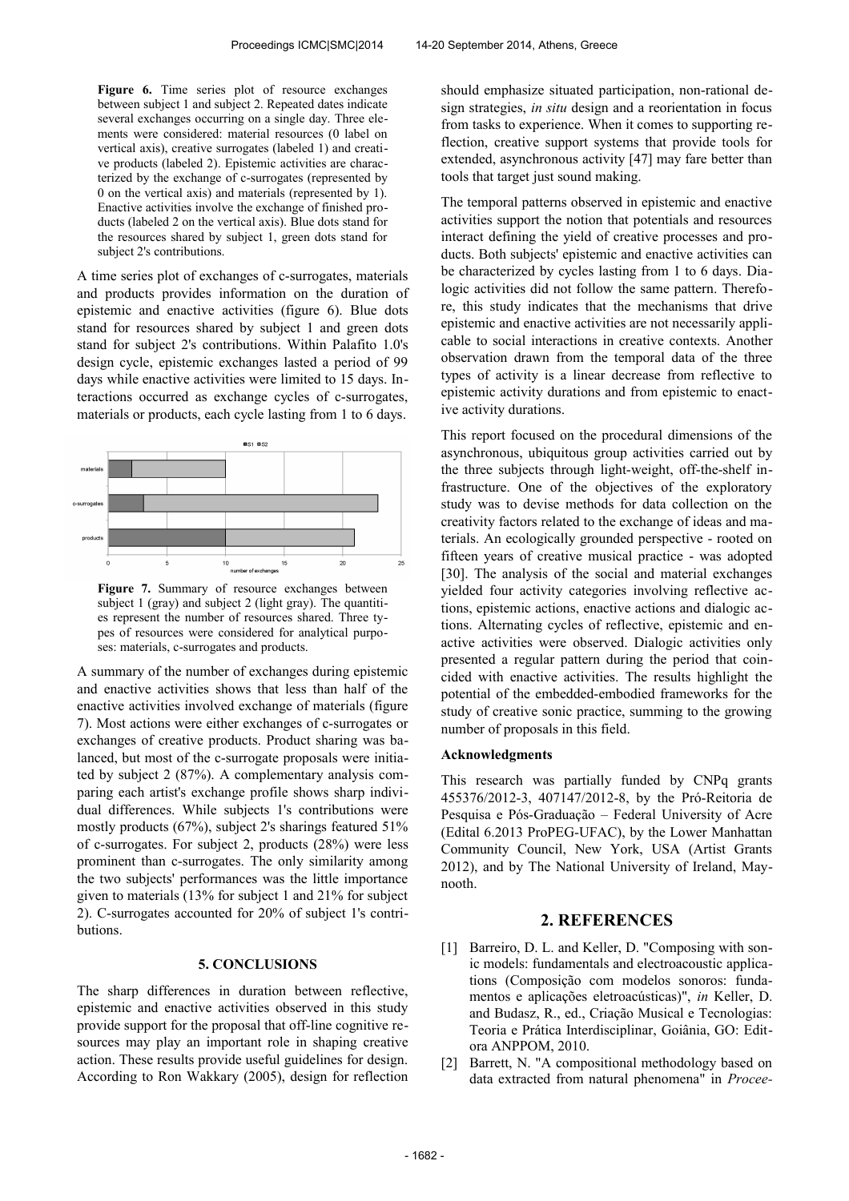**Figure 6.** Time series plot of resource exchanges between subject 1 and subject 2. Repeated dates indicate several exchanges occurring on a single day. Three elements were considered: material resources (0 label on vertical axis), creative surrogates (labeled 1) and creative products (labeled 2). Epistemic activities are characterized by the exchange of c-surrogates (represented by 0 on the vertical axis) and materials (represented by 1). Enactive activities involve the exchange of finished products (labeled 2 on the vertical axis). Blue dots stand for the resources shared by subject 1, green dots stand for subject 2's contributions.

A time series plot of exchanges of c-surrogates, materials and products provides information on the duration of epistemic and enactive activities (figure 6). Blue dots stand for resources shared by subject 1 and green dots stand for subject 2's contributions. Within Palafito 1.0's design cycle, epistemic exchanges lasted a period of 99 days while enactive activities were limited to 15 days. Interactions occurred as exchange cycles of c-surrogates, materials or products, each cycle lasting from 1 to 6 days.

**Figure 7.** Summary of resource exchanges between subject 1 (gray) and subject 2 (light gray). The quantities represent the number of resources shared. Three types of resources were considered for analytical purposes: materials, c-surrogates and products.

A summary of the number of exchanges during epistemic and enactive activities shows that less than half of the enactive activities involved exchange of materials (figure 7). Most actions were either exchanges of c-surrogates or exchanges of creative products. Product sharing was balanced, but most of the c-surrogate proposals were initiated by subject 2 (87%). A complementary analysis comparing each artist's exchange profile shows sharp individual differences. While subjects 1's contributions were mostly products (67%), subject 2's sharings featured 51% of c-surrogates. For subject 2, products (28%) were less prominent than c-surrogates. The only similarity among the two subjects' performances was the little importance given to materials (13% for subject 1 and 21% for subject 2). C-surrogates accounted for 20% of subject 1's contributions.

## 5. CONCLUSIONS

The sharp differences in duration between reflective, epistemic and enactive activities observed in this study provide support for the proposal that off-line cognitive resources may play an important role in shaping creative action. These results provide useful guidelines for design. According to Ron Wakkary (2005), design for reflection should emphasize situated participation, non-rational design strategies, *in situ* design and a reorientation in focus from tasks to experience. When it comes to supporting reflection, creative support systems that provide tools for extended, asynchronous activity [47] may fare better than tools that target just sound making.

The temporal patterns observed in epistemic and enactive activities support the notion that potentials and resources interact defining the yield of creative processes and products. Both subjects' epistemic and enactive activities can be characterized by cycles lasting from 1 to 6 days. Dialogic activities did not follow the same pattern. Therefore, this study indicates that the mechanisms that drive epistemic and enactive activities are not necessarily applicable to social interactions in creative contexts. Another observation drawn from the temporal data of the three types of activity is a linear decrease from reflective to epistemic activity durations and from epistemic to enactive activity durations.

This report focused on the procedural dimensions of the asynchronous, ubiquitous group activities carried out by the three subjects through light-weight, off-the-shelf infrastructure. One of the objectives of the exploratory study was to devise methods for data collection on the creativity factors related to the exchange of ideas and materials. An ecologically grounded perspective - rooted on fifteen years of creative musical practice - was adopted [30]. The analysis of the social and material exchanges yielded four activity categories involving reflective actions, epistemic actions, enactive actions and dialogic actions. Alternating cycles of reflective, epistemic and enactive activities were observed. Dialogic activities only presented a regular pattern during the period that coincided with enactive activities. The results highlight the potential of the embedded-embodied frameworks for the study of creative sonic practice, summing to the growing number of proposals in this field.

### Acknowledgments

This research was partially funded by CNPq grants 455376/2012-3, 407147/2012-8, by the Pró-Reitoria de Pesquisa e Pós-Graduação – Federal University of Acre (Edital 6.2013 ProPEG-UFAC), by the Lower Manhattan Community Council, New York, USA (Artist Grants 2012), and by The National University of Ireland, Maynooth.

## 2. REFERENCES

[1] Barreiro, D. L. and Keller, D. "Composing with sonic models: fundamentals and electroacoustic applications (Composição com modelos sonoros: fundamentos e aplicações eletroacústicas)", *in* Keller, D. and Budasz, R., ed., Criação Musical e Tecnologias: Teoria e Prática Interdisciplinar, Goiânia, GO: Editora ANPPOM, 2010.

[2] Barrett, N. "A compositional methodology based on data extracted from natural phenomena" in *Procee-*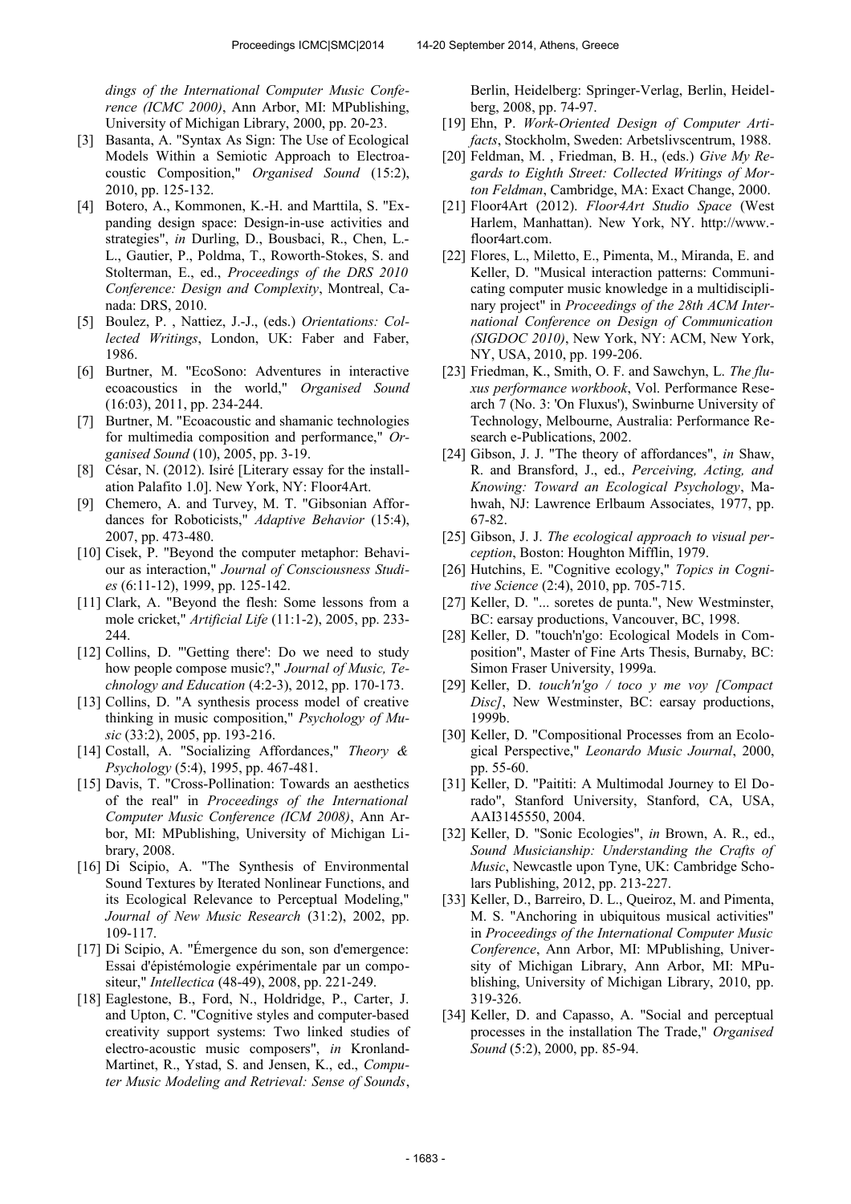*dings of the International Computer Music Conference (ICMC 2000)*, Ann Arbor, MI: MPublishing, University of Michigan Library, 2000, pp. 20-23.

[3] Basanta, A. "Syntax As Sign: The Use of Ecological Models Within a Semiotic Approach to Electroacoustic Composition," *Organised Sound* (15:2), 2010, pp. 125-132.

[4] Botero, A., Kommonen, K.-H. and Marttila, S. "Expanding design space: Design-in-use activities and strategies", *in* Durling, D., Bousbaci, R., Chen, L.-L., Gautier, P., Poldma, T., Roworth-Stokes, S. and Stolterman, E., ed., *Proceedings of the DRS 2010 Conference: Design and Complexity*, Montreal, Canada: DRS, 2010.

[5] Boulez, P. , Nattiez, J.-J., (eds.) *Orientations: Collected Writings*, London, UK: Faber and Faber, 1986.

[6] Burtner, M. "EcoSono: Adventures in interactive ecoacoustics in the world," *Organised Sound* (16:03), 2011, pp. 234-244.

[7] Burtner, M. "Ecoacoustic and shamanic technologies for multimedia composition and performance," *Organised Sound* (10), 2005, pp. 3-19.

[8] César, N. (2012). Isiré [Literary essay for the installation Palafito 1.0]. New York, NY: Floor4Art.

[9] Chemero, A. and Turvey, M. T. "Gibsonian Affordances for Roboticists," *Adaptive Behavior* (15:4), 2007, pp. 473-480.

[10] Cisek, P. "Beyond the computer metaphor: Behaviour as interaction," *Journal of Consciousness Studies* (6:11-12), 1999, pp. 125-142.

[11] Clark, A. "Beyond the flesh: Some lessons from a mole cricket," *Artificial Life* (11:1-2), 2005, pp. 233-244.

[12] Collins, D. "'Getting there': Do we need to study how people compose music?," *Journal of Music, Technology and Education* (4:2-3), 2012, pp. 170-173.

[13] Collins, D. "A synthesis process model of creative thinking in music composition," *Psychology of Music* (33:2), 2005, pp. 193-216.

[14] Costall, A. "Socializing Affordances," *Theory & Psychology* (5:4), 1995, pp. 467-481.

[15] Davis, T. "Cross-Pollination: Towards an aesthetics of the real" in *Proceedings of the International Computer Music Conference (ICM 2008)*, Ann Arbor, MI: MPublishing, University of Michigan Library, 2008.

[16] Di Scipio, A. "The Synthesis of Environmental Sound Textures by Iterated Nonlinear Functions, and its Ecological Relevance to Perceptual Modeling," *Journal of New Music Research* (31:2), 2002, pp. 109-117.

[17] Di Scipio, A. "Émergence du son, son d'emergence: Essai d'épistémologie expérimentale par un compositeur," *Intellectica* (48-49), 2008, pp. 221-249.

[18] Eaglestone, B., Ford, N., Holdridge, P., Carter, J. and Upton, C. "Cognitive styles and computer-based creativity support systems: Two linked studies of electro-acoustic music composers", *in* Kronland-Martinet, R., Ystad, S. and Jensen, K., ed., *Computer Music Modeling and Retrieval: Sense of Sounds*, Berlin, Heidelberg: Springer-Verlag, Berlin, Heidelberg, 2008, pp. 74-97.

[19] Ehn, P. *Work-Oriented Design of Computer Artifacts*, Stockholm, Sweden: Arbetslivscentrum, 1988.

[20] Feldman, M. , Friedman, B. H., (eds.) *Give My Regards to Eighth Street: Collected Writings of Morton Feldman*, Cambridge, MA: Exact Change, 2000.

[21] Floor4Art (2012). *Floor4Art Studio Space* (West Harlem, Manhattan). New York, NY. http://www.floor4art.com.

[22] Flores, L., Miletto, E., Pimenta, M., Miranda, E. and Keller, D. "Musical interaction patterns: Communicating computer music knowledge in a multidisciplinary project" in *Proceedings of the 28th ACM International Conference on Design of Communication (SIGDOC 2010)*, New York, NY: ACM, New York, NY, USA, 2010, pp. 199-206.

[23] Friedman, K., Smith, O. F. and Sawchyn, L. *The fluxus performance workbook*, Vol. Performance Research 7 (No. 3: 'On Fluxus'), Swinburne University of Technology, Melbourne, Australia: Performance Research e-Publications, 2002.

[24] Gibson, J. J. "The theory of affordances", *in* Shaw, R. and Bransford, J., ed., *Perceiving, Acting, and Knowing: Toward an Ecological Psychology*, Mahwah, NJ: Lawrence Erlbaum Associates, 1977, pp. 67-82.

[25] Gibson, J. J. *The ecological approach to visual perception*, Boston: Houghton Mifflin, 1979.

[26] Hutchins, E. "Cognitive ecology," *Topics in Cognitive Science* (2:4), 2010, pp. 705-715.

[27] Keller, D. "... soretes de punta.", New Westminster, BC: earsay productions, Vancouver, BC, 1998.

[28] Keller, D. "touch'n'go: Ecological Models in Composition", Master of Fine Arts Thesis, Burnaby, BC: Simon Fraser University, 1999a.

[29] Keller, D. *touch'n'go / toco y me voy [Compact Disc]*, New Westminster, BC: earsay productions, 1999b.

[30] Keller, D. "Compositional Processes from an Ecological Perspective," *Leonardo Music Journal*, 2000, pp. 55-60.

[31] Keller, D. "Paititi: A Multimodal Journey to El Dorado", Stanford University, Stanford, CA, USA, AAI3145550, 2004.

[32] Keller, D. "Sonic Ecologies", *in* Brown, A. R., ed., *Sound Musicianship: Understanding the Crafts of Music*, Newcastle upon Tyne, UK: Cambridge Scholars Publishing, 2012, pp. 213-227.

[33] Keller, D., Barreiro, D. L., Queiroz, M. and Pimenta, M. S. "Anchoring in ubiquitous musical activities" in *Proceedings of the International Computer Music Conference*, Ann Arbor, MI: MPublishing, University of Michigan Library, Ann Arbor, MI: MPublishing, University of Michigan Library, 2010, pp. 319-326.

[34] Keller, D. and Capasso, A. "Social and perceptual processes in the installation The Trade," *Organised Sound* (5:2), 2000, pp. 85-94.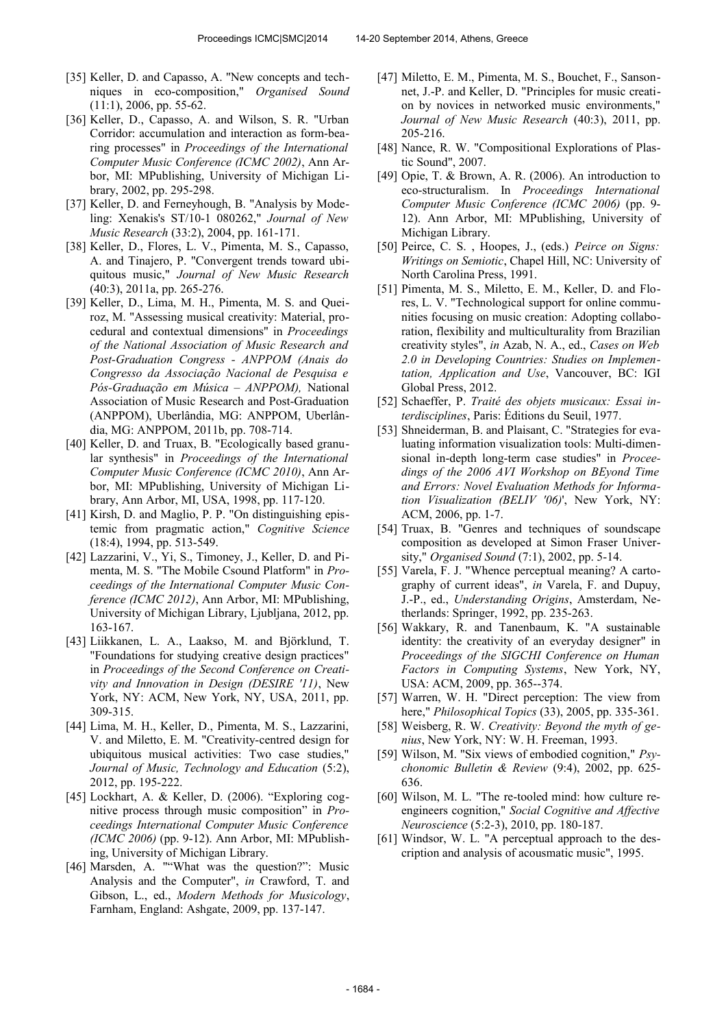[35] Keller, D. and Capasso, A. "New concepts and techniques in eco-composition," *Organised Sound* (11:1), 2006, pp. 55-62.

[36] Keller, D., Capasso, A. and Wilson, S. R. "Urban Corridor: accumulation and interaction as form-bearing processes" in *Proceedings of the International Computer Music Conference (ICMC 2002)*, Ann Arbor, MI: MPublishing, University of Michigan Library, 2002, pp. 295-298.

[37] Keller, D. and Ferneyhough, B. "Analysis by Modeling: Xenakis's ST/10-1 080262," *Journal of New Music Research* (33:2), 2004, pp. 161-171.

[38] Keller, D., Flores, L. V., Pimenta, M. S., Capasso, A. and Tinajero, P. "Convergent trends toward ubiquitous music," *Journal of New Music Research* (40:3), 2011a, pp. 265-276.

[39] Keller, D., Lima, M. H., Pimenta, M. S. and Queiroz, M. "Assessing musical creativity: Material, procedural and contextual dimensions" in *Proceedings of the National Association of Music Research and Post-Graduation Congress - ANPPOM (Anais do Congresso da Associação Nacional de Pesquisa e Pós-Graduação em Música – ANPPOM),* National Association of Music Research and Post-Graduation (ANPPOM), Uberlândia, MG: ANPPOM, Uberlândia, MG: ANPPOM, 2011b, pp. 708-714.

[40] Keller, D. and Truax, B. "Ecologically based granular synthesis" in *Proceedings of the International Computer Music Conference (ICMC 2010)*, Ann Arbor, MI: MPublishing, University of Michigan Library, Ann Arbor, MI, USA, 1998, pp. 117-120.

[41] Kirsh, D. and Maglio, P. P. "On distinguishing epistemic from pragmatic action," *Cognitive Science* (18:4), 1994, pp. 513-549.

[42] Lazzarini, V., Yi, S., Timoney, J., Keller, D. and Pimenta, M. S. "The Mobile Csound Platform" in *Proceedings of the International Computer Music Conference (ICMC 2012)*, Ann Arbor, MI: MPublishing, University of Michigan Library, Ljubljana, 2012, pp. 163-167.

[43] Liikkanen, L. A., Laakso, M. and Björklund, T. "Foundations for studying creative design practices" in *Proceedings of the Second Conference on Creativity and Innovation in Design (DESIRE '11)*, New York, NY: ACM, New York, NY, USA, 2011, pp. 309-315.

[44] Lima, M. H., Keller, D., Pimenta, M. S., Lazzarini, V. and Miletto, E. M. "Creativity-centred design for ubiquitous musical activities: Two case studies," *Journal of Music, Technology and Education* (5:2), 2012, pp. 195-222.

[45] Lockhart, A. & Keller, D. (2006). "Exploring cognitive process through music composition" in *Proceedings International Computer Music Conference (ICMC 2006)* (pp. 9-12). Ann Arbor, MI: MPublishing, University of Michigan Library.

[46] Marsden, A. ""What was the question?": Music Analysis and the Computer", *in* Crawford, T. and Gibson, L., ed., *Modern Methods for Musicology*, Farnham, England: Ashgate, 2009, pp. 137-147.

[47] Miletto, E. M., Pimenta, M. S., Bouchet, F., Sansonnet, J.-P. and Keller, D. "Principles for music creation by novices in networked music environments," *Journal of New Music Research* (40:3), 2011, pp. 205-216.

[48] Nance, R. W. "Compositional Explorations of Plastic Sound", 2007.

[49] Opie, T. & Brown, A. R. (2006). An introduction to eco-structuralism. In *Proceedings International Computer Music Conference (ICMC 2006)* (pp. 9-12). Ann Arbor, MI: MPublishing, University of Michigan Library.

[50] Peirce, C. S. , Hoopes, J., (eds.) *Peirce on Signs: Writings on Semiotic*, Chapel Hill, NC: University of North Carolina Press, 1991.

[51] Pimenta, M. S., Miletto, E. M., Keller, D. and Flores, L. V. "Technological support for online communities focusing on music creation: Adopting collaboration, flexibility and multiculturality from Brazilian creativity styles", *in* Azab, N. A., ed., *Cases on Web 2.0 in Developing Countries: Studies on Implementation, Application and Use*, Vancouver, BC: IGI Global Press, 2012.

[52] Schaeffer, P. *Traité des objets musicaux: Essai interdisciplines*, Paris: Éditions du Seuil, 1977.

[53] Shneiderman, B. and Plaisant, C. "Strategies for evaluating information visualization tools: Multi-dimensional in-depth long-term case studies" in *Proceedings of the 2006 AVI Workshop on BEyond Time and Errors: Novel Evaluation Methods for Information Visualization (BELIV '06)*', New York, NY: ACM, 2006, pp. 1-7.

[54] Truax, B. "Genres and techniques of soundscape composition as developed at Simon Fraser University," *Organised Sound* (7:1), 2002, pp. 5-14.

[55] Varela, F. J. "Whence perceptual meaning? A cartography of current ideas", *in* Varela, F. and Dupuy, J.-P., ed., *Understanding Origins*, Amsterdam, Netherlands: Springer, 1992, pp. 235-263.

[56] Wakkary, R. and Tanenbaum, K. "A sustainable identity: the creativity of an everyday designer" in *Proceedings of the SIGCHI Conference on Human Factors in Computing Systems*, New York, NY, USA: ACM, 2009, pp. 365--374.

[57] Warren, W. H. "Direct perception: The view from here," *Philosophical Topics* (33), 2005, pp. 335-361.

[58] Weisberg, R. W. *Creativity: Beyond the myth of genius*, New York, NY: W. H. Freeman, 1993.

[59] Wilson, M. "Six views of embodied cognition," *Psychonomic Bulletin & Review* (9:4), 2002, pp. 625-636.

[60] Wilson, M. L. "The re-tooled mind: how culture re-engineers cognition," *Social Cognitive and Affective Neuroscience* (5:2-3), 2010, pp. 180-187.

[61] Windsor, W. L. "A perceptual approach to the description and analysis of acousmatic music", 1995.